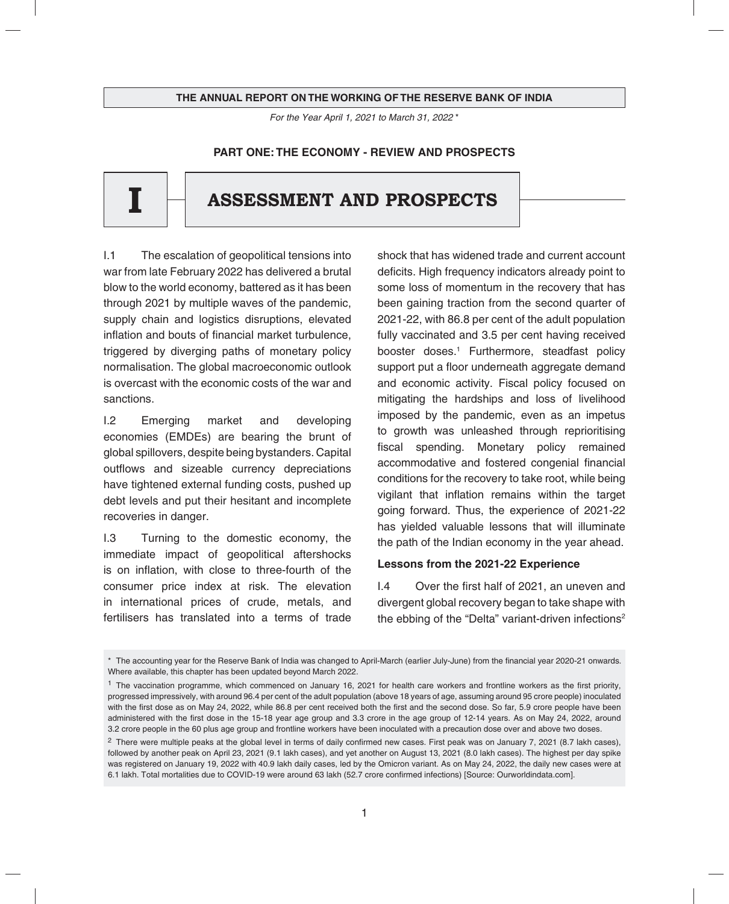**THE ANNUAL REPORT ON THE WORKING OF THE RESERVE BANK OF INDIA**

*For the Year April 1, 2021 to March 31, 2022 \**

**PART ONE: THE ECONOMY - REVIEW AND PROSPECTS**

# I ASSESSMENT AND PROSPECTS

I.1 The escalation of geopolitical tensions into war from late February 2022 has delivered a brutal blow to the world economy, battered as it has been through 2021 by multiple waves of the pandemic, supply chain and logistics disruptions, elevated inflation and bouts of financial market turbulence, triggered by diverging paths of monetary policy normalisation. The global macroeconomic outlook is overcast with the economic costs of the war and sanctions.

I.2 Emerging market and developing economies (EMDEs) are bearing the brunt of global spillovers, despite being bystanders. Capital outflows and sizeable currency depreciations have tightened external funding costs, pushed up debt levels and put their hesitant and incomplete recoveries in danger.

I.3 Turning to the domestic economy, the immediate impact of geopolitical aftershocks is on inflation, with close to three-fourth of the consumer price index at risk. The elevation in international prices of crude, metals, and fertilisers has translated into a terms of trade shock that has widened trade and current account deficits. High frequency indicators already point to some loss of momentum in the recovery that has been gaining traction from the second quarter of 2021-22, with 86.8 per cent of the adult population fully vaccinated and 3.5 per cent having received booster doses.[1] Furthermore, steadfast policy support put a floor underneath aggregate demand and economic activity. Fiscal policy focused on mitigating the hardships and loss of livelihood imposed by the pandemic, even as an impetus to growth was unleashed through reprioritising fiscal spending. Monetary policy remained accommodative and fostered congenial financial conditions for the recovery to take root, while being vigilant that inflation remains within the target going forward. Thus, the experience of 2021-22 has yielded valuable lessons that will illuminate the path of the Indian economy in the year ahead.

### Lessons from the 2021-22 Experience

I.4 Over the first half of 2021, an uneven and divergent global recovery began to take shape with the ebbing of the "Delta" variant-driven infections[2]

\* The accounting year for the Reserve Bank of India was changed to April-March (earlier July-June) from the financial year 2020-21 onwards. Where available, this chapter has been updated beyond March 2022.

[1] The vaccination programme, which commenced on January 16, 2021 for health care workers and frontline workers as the first priority, progressed impressively, with around 96.4 per cent of the adult population (above 18 years of age, assuming around 95 crore people) inoculated with the first dose as on May 24, 2022, while 86.8 per cent received both the first and the second dose. So far, 5.9 crore people have been administered with the first dose in the 15-18 year age group and 3.3 crore in the age group of 12-14 years. As on May 24, 2022, around 3.2 crore people in the 60 plus age group and frontline workers have been inoculated with a precaution dose over and above two doses.

[2] There were multiple peaks at the global level in terms of daily confirmed new cases. First peak was on January 7, 2021 (8.7 lakh cases), followed by another peak on April 23, 2021 (9.1 lakh cases), and yet another on August 13, 2021 (8.0 lakh cases). The highest per day spike was registered on January 19, 2022 with 40.9 lakh daily cases, led by the Omicron variant. As on May 24, 2022, the daily new cases were at 6.1 lakh. Total mortalities due to COVID-19 were around 63 lakh (52.7 crore confirmed infections) [Source: Ourworldindata.com].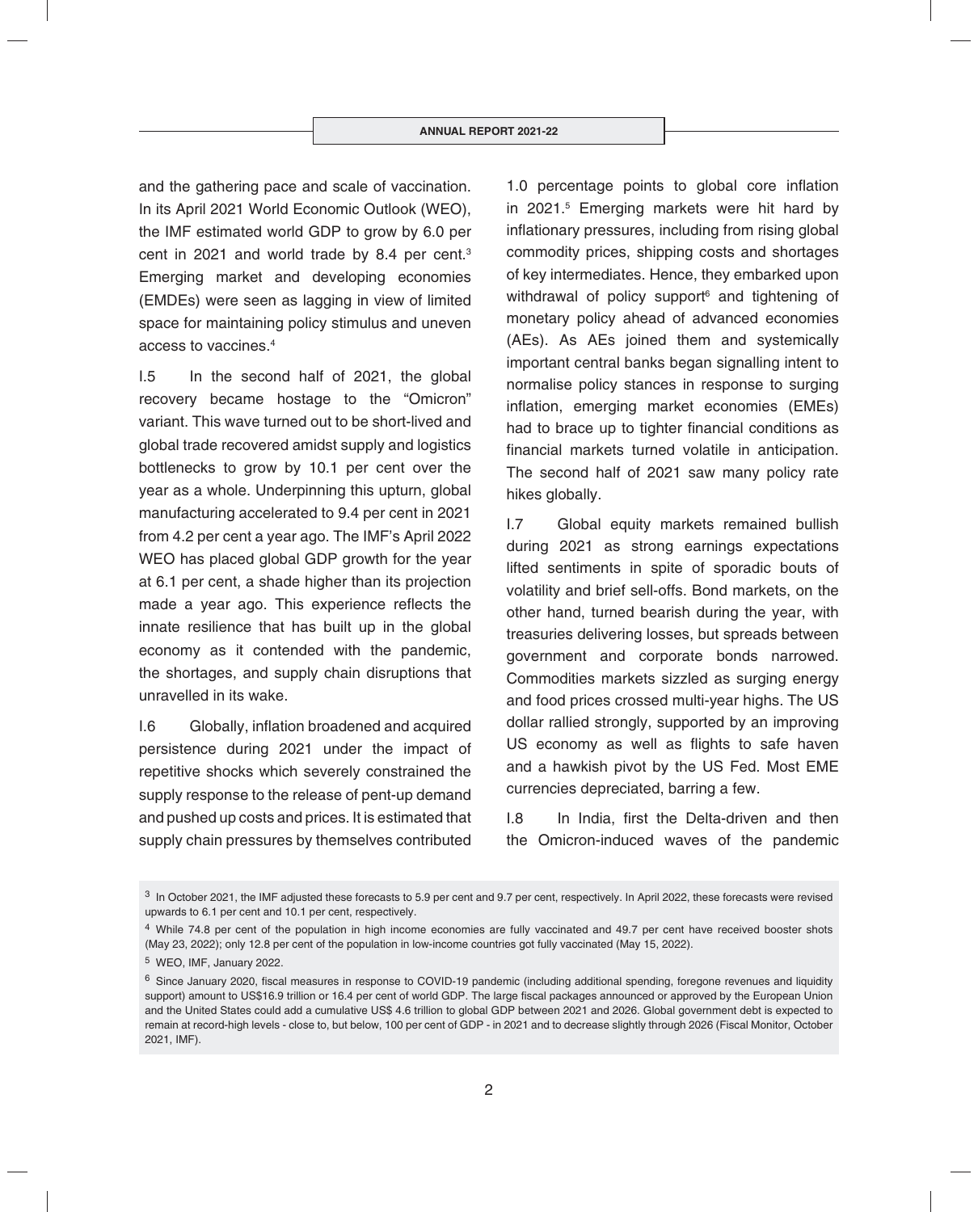and the gathering pace and scale of vaccination. In its April 2021 World Economic Outlook (WEO), the IMF estimated world GDP to grow by 6.0 per cent in 2021 and world trade by 8.4 per cent.[3] Emerging market and developing economies (EMDEs) were seen as lagging in view of limited space for maintaining policy stimulus and uneven access to vaccines.[4]

I.5 In the second half of 2021, the global recovery became hostage to the "Omicron" variant. This wave turned out to be short-lived and global trade recovered amidst supply and logistics bottlenecks to grow by 10.1 per cent over the year as a whole. Underpinning this upturn, global manufacturing accelerated to 9.4 per cent in 2021 from 4.2 per cent a year ago. The IMF's April 2022 WEO has placed global GDP growth for the year at 6.1 per cent, a shade higher than its projection made a year ago. This experience reflects the innate resilience that has built up in the global economy as it contended with the pandemic, the shortages, and supply chain disruptions that unravelled in its wake.

I.6 Globally, inflation broadened and acquired persistence during 2021 under the impact of repetitive shocks which severely constrained the supply response to the release of pent-up demand and pushed up costs and prices. It is estimated that supply chain pressures by themselves contributed 1.0 percentage points to global core inflation in 2021.[5] Emerging markets were hit hard by inflationary pressures, including from rising global commodity prices, shipping costs and shortages of key intermediates. Hence, they embarked upon withdrawal of policy support[6] and tightening of monetary policy ahead of advanced economies (AEs). As AEs joined them and systemically important central banks began signalling intent to normalise policy stances in response to surging inflation, emerging market economies (EMEs) had to brace up to tighter financial conditions as financial markets turned volatile in anticipation. The second half of 2021 saw many policy rate hikes globally.

I.7 Global equity markets remained bullish during 2021 as strong earnings expectations lifted sentiments in spite of sporadic bouts of volatility and brief sell-offs. Bond markets, on the other hand, turned bearish during the year, with treasuries delivering losses, but spreads between government and corporate bonds narrowed. Commodities markets sizzled as surging energy and food prices crossed multi-year highs. The US dollar rallied strongly, supported by an improving US economy as well as flights to safe haven and a hawkish pivot by the US Fed. Most EME currencies depreciated, barring a few.

I.8 In India, first the Delta-driven and then the Omicron-induced waves of the pandemic

---

[3] In October 2021, the IMF adjusted these forecasts to 5.9 per cent and 9.7 per cent, respectively. In April 2022, these forecasts were revised upwards to 6.1 per cent and 10.1 per cent, respectively.

[4] While 74.8 per cent of the population in high income economies are fully vaccinated and 49.7 per cent have received booster shots (May 23, 2022); only 12.8 per cent of the population in low-income countries got fully vaccinated (May 15, 2022).

[5] WEO, IMF, January 2022.

[6] Since January 2020, fiscal measures in response to COVID-19 pandemic (including additional spending, foregone revenues and liquidity support) amount to US$16.9 trillion or 16.4 per cent of world GDP. The large fiscal packages announced or approved by the European Union and the United States could add a cumulative US$ 4.6 trillion to global GDP between 2021 and 2026. Global government debt is expected to remain at record-high levels - close to, but below, 100 per cent of GDP - in 2021 and to decrease slightly through 2026 (Fiscal Monitor, October 2021, IMF).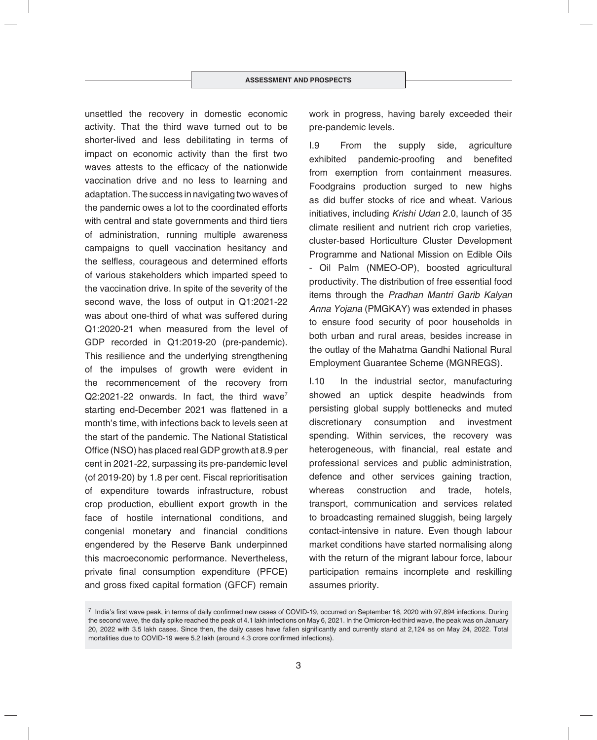unsettled the recovery in domestic economic activity. That the third wave turned out to be shorter-lived and less debilitating in terms of impact on economic activity than the first two waves attests to the efficacy of the nationwide vaccination drive and no less to learning and adaptation. The success in navigating two waves of the pandemic owes a lot to the coordinated efforts with central and state governments and third tiers of administration, running multiple awareness campaigns to quell vaccination hesitancy and the selfless, courageous and determined efforts of various stakeholders which imparted speed to the vaccination drive. In spite of the severity of the second wave, the loss of output in Q1:2021-22 was about one-third of what was suffered during Q1:2020-21 when measured from the level of GDP recorded in Q1:2019-20 (pre-pandemic). This resilience and the underlying strengthening of the impulses of growth were evident in the recommencement of the recovery from Q2:2021-22 onwards. In fact, the third wave[7] starting end-December 2021 was flattened in a month's time, with infections back to levels seen at the start of the pandemic. The National Statistical Office (NSO) has placed real GDP growth at 8.9 per cent in 2021-22, surpassing its pre-pandemic level (of 2019-20) by 1.8 per cent. Fiscal reprioritisation of expenditure towards infrastructure, robust crop production, ebullient export growth in the face of hostile international conditions, and congenial monetary and financial conditions engendered by the Reserve Bank underpinned this macroeconomic performance. Nevertheless, private final consumption expenditure (PFCE) and gross fixed capital formation (GFCF) remain work in progress, having barely exceeded their pre-pandemic levels.

I.9 From the supply side, agriculture exhibited pandemic-proofing and benefited from exemption from containment measures. Foodgrains production surged to new highs as did buffer stocks of rice and wheat. Various initiatives, including *Krishi Udan* 2.0, launch of 35 climate resilient and nutrient rich crop varieties, cluster-based Horticulture Cluster Development Programme and National Mission on Edible Oils - Oil Palm (NMEO-OP), boosted agricultural productivity. The distribution of free essential food items through the *Pradhan Mantri Garib Kalyan Anna Yojana* (PMGKAY) was extended in phases to ensure food security of poor households in both urban and rural areas, besides increase in the outlay of the Mahatma Gandhi National Rural Employment Guarantee Scheme (MGNREGS).

I.10 In the industrial sector, manufacturing showed an uptick despite headwinds from persisting global supply bottlenecks and muted discretionary consumption and investment spending. Within services, the recovery was heterogeneous, with financial, real estate and professional services and public administration, defence and other services gaining traction, whereas construction and trade, hotels, transport, communication and services related to broadcasting remained sluggish, being largely contact-intensive in nature. Even though labour market conditions have started normalising along with the return of the migrant labour force, labour participation remains incomplete and reskilling assumes priority.

[7] India's first wave peak, in terms of daily confirmed new cases of COVID-19, occurred on September 16, 2020 with 97,894 infections. During the second wave, the daily spike reached the peak of 4.1 lakh infections on May 6, 2021. In the Omicron-led third wave, the peak was on January 20, 2022 with 3.5 lakh cases. Since then, the daily cases have fallen significantly and currently stand at 2,124 as on May 24, 2022. Total mortalities due to COVID-19 were 5.2 lakh (around 4.3 crore confirmed infections).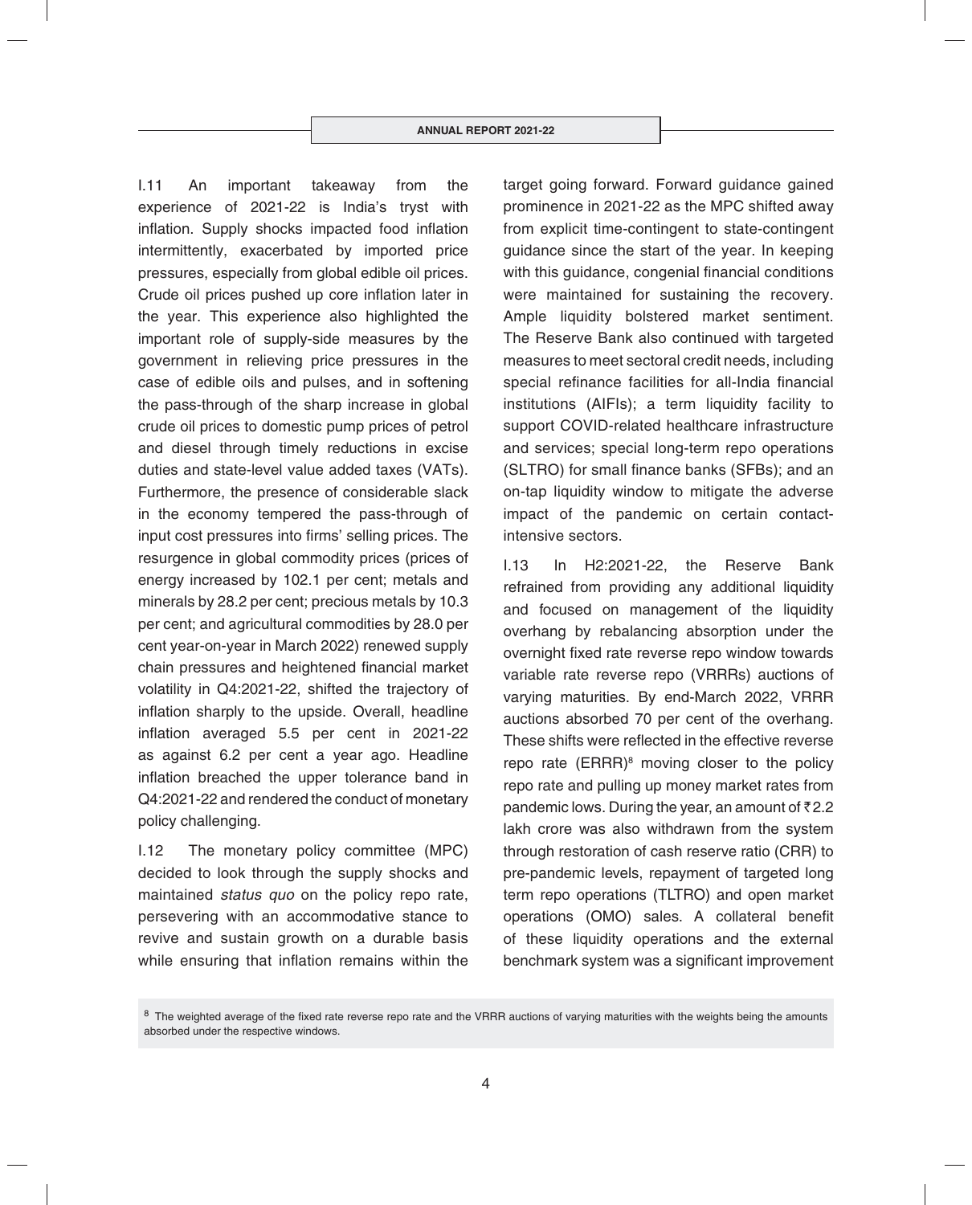I.11 An important takeaway from the experience of 2021-22 is India's tryst with inflation. Supply shocks impacted food inflation intermittently, exacerbated by imported price pressures, especially from global edible oil prices. Crude oil prices pushed up core inflation later in the year. This experience also highlighted the important role of supply-side measures by the government in relieving price pressures in the case of edible oils and pulses, and in softening the pass-through of the sharp increase in global crude oil prices to domestic pump prices of petrol and diesel through timely reductions in excise duties and state-level value added taxes (VATs). Furthermore, the presence of considerable slack in the economy tempered the pass-through of input cost pressures into firms' selling prices. The resurgence in global commodity prices (prices of energy increased by 102.1 per cent; metals and minerals by 28.2 per cent; precious metals by 10.3 per cent; and agricultural commodities by 28.0 per cent year-on-year in March 2022) renewed supply chain pressures and heightened financial market volatility in Q4:2021-22, shifted the trajectory of inflation sharply to the upside. Overall, headline inflation averaged 5.5 per cent in 2021-22 as against 6.2 per cent a year ago. Headline inflation breached the upper tolerance band in Q4:2021-22 and rendered the conduct of monetary policy challenging.

I.12 The monetary policy committee (MPC) decided to look through the supply shocks and maintained *status quo* on the policy repo rate, persevering with an accommodative stance to revive and sustain growth on a durable basis while ensuring that inflation remains within the target going forward. Forward guidance gained prominence in 2021-22 as the MPC shifted away from explicit time-contingent to state-contingent guidance since the start of the year. In keeping with this guidance, congenial financial conditions were maintained for sustaining the recovery. Ample liquidity bolstered market sentiment. The Reserve Bank also continued with targeted measures to meet sectoral credit needs, including special refinance facilities for all-India financial institutions (AIFIs); a term liquidity facility to support COVID-related healthcare infrastructure and services; special long-term repo operations (SLTRO) for small finance banks (SFBs); and an on-tap liquidity window to mitigate the adverse impact of the pandemic on certain contact-intensive sectors.

I.13 In H2:2021-22, the Reserve Bank refrained from providing any additional liquidity and focused on management of the liquidity overhang by rebalancing absorption under the overnight fixed rate reverse repo window towards variable rate reverse repo (VRRRs) auctions of varying maturities. By end-March 2022, VRRR auctions absorbed 70 per cent of the overhang. These shifts were reflected in the effective reverse repo rate (ERRR)[8] moving closer to the policy repo rate and pulling up money market rates from pandemic lows. During the year, an amount of ₹2.2 lakh crore was also withdrawn from the system through restoration of cash reserve ratio (CRR) to pre-pandemic levels, repayment of targeted long term repo operations (TLTRO) and open market operations (OMO) sales. A collateral benefit of these liquidity operations and the external benchmark system was a significant improvement

[8] The weighted average of the fixed rate reverse repo rate and the VRRR auctions of varying maturities with the weights being the amounts absorbed under the respective windows.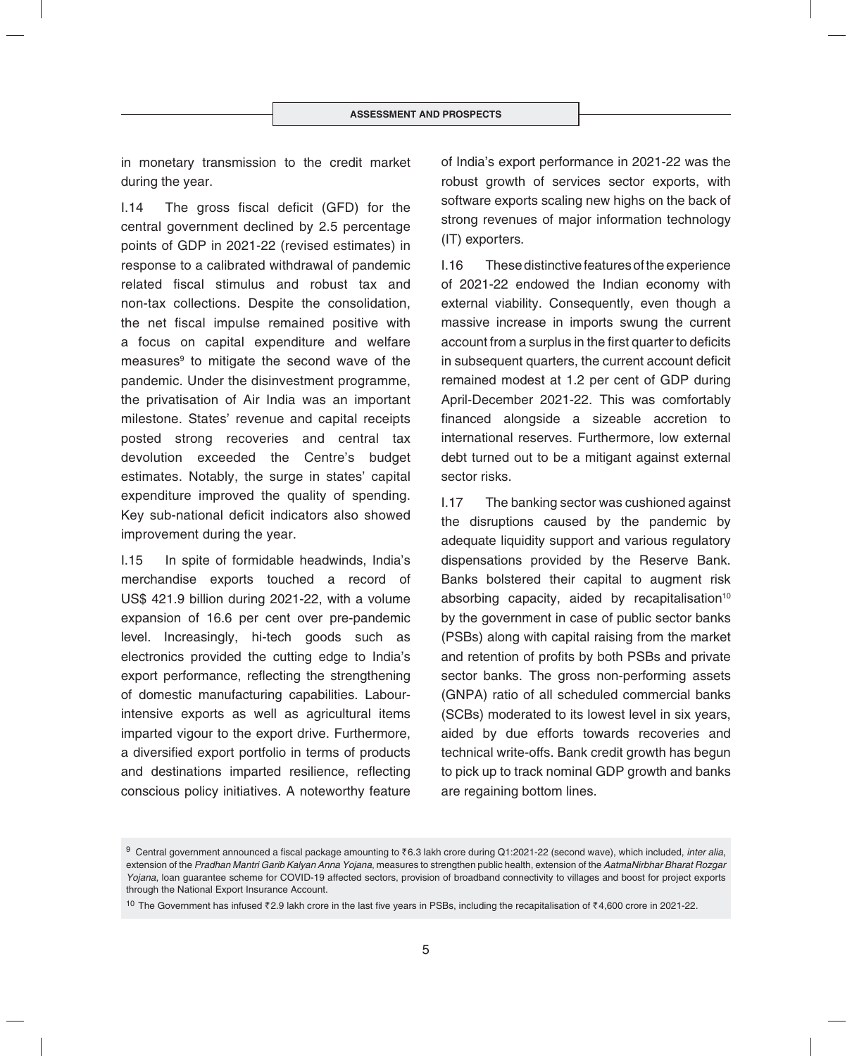in monetary transmission to the credit market during the year.

I.14 The gross fiscal deficit (GFD) for the central government declined by 2.5 percentage points of GDP in 2021-22 (revised estimates) in response to a calibrated withdrawal of pandemic related fiscal stimulus and robust tax and non-tax collections. Despite the consolidation, the net fiscal impulse remained positive with a focus on capital expenditure and welfare measures[9] to mitigate the second wave of the pandemic. Under the disinvestment programme, the privatisation of Air India was an important milestone. States' revenue and capital receipts posted strong recoveries and central tax devolution exceeded the Centre's budget estimates. Notably, the surge in states' capital expenditure improved the quality of spending. Key sub-national deficit indicators also showed improvement during the year.

I.15 In spite of formidable headwinds, India's merchandise exports touched a record of US$ 421.9 billion during 2021-22, with a volume expansion of 16.6 per cent over pre-pandemic level. Increasingly, hi-tech goods such as electronics provided the cutting edge to India's export performance, reflecting the strengthening of domestic manufacturing capabilities. Labour-intensive exports as well as agricultural items imparted vigour to the export drive. Furthermore, a diversified export portfolio in terms of products and destinations imparted resilience, reflecting conscious policy initiatives. A noteworthy feature of India's export performance in 2021-22 was the robust growth of services sector exports, with software exports scaling new highs on the back of strong revenues of major information technology (IT) exporters.

I.16 These distinctive features of the experience of 2021-22 endowed the Indian economy with external viability. Consequently, even though a massive increase in imports swung the current account from a surplus in the first quarter to deficits in subsequent quarters, the current account deficit remained modest at 1.2 per cent of GDP during April-December 2021-22. This was comfortably financed alongside a sizeable accretion to international reserves. Furthermore, low external debt turned out to be a mitigant against external sector risks.

I.17 The banking sector was cushioned against the disruptions caused by the pandemic by adequate liquidity support and various regulatory dispensations provided by the Reserve Bank. Banks bolstered their capital to augment risk absorbing capacity, aided by recapitalisation[10] by the government in case of public sector banks (PSBs) along with capital raising from the market and retention of profits by both PSBs and private sector banks. The gross non-performing assets (GNPA) ratio of all scheduled commercial banks (SCBs) moderated to its lowest level in six years, aided by due efforts towards recoveries and technical write-offs. Bank credit growth has begun to pick up to track nominal GDP growth and banks are regaining bottom lines.

[9] Central government announced a fiscal package amounting to ₹6.3 lakh crore during Q1:2021-22 (second wave), which included, *inter alia*, extension of the *Pradhan Mantri Garib Kalyan Anna Yojana*, measures to strengthen public health, extension of the *AatmaNirbhar Bharat Rozgar Yojana*, loan guarantee scheme for COVID-19 affected sectors, provision of broadband connectivity to villages and boost for project exports through the National Export Insurance Account.

[10] The Government has infused ₹2.9 lakh crore in the last five years in PSBs, including the recapitalisation of ₹4,600 crore in 2021-22.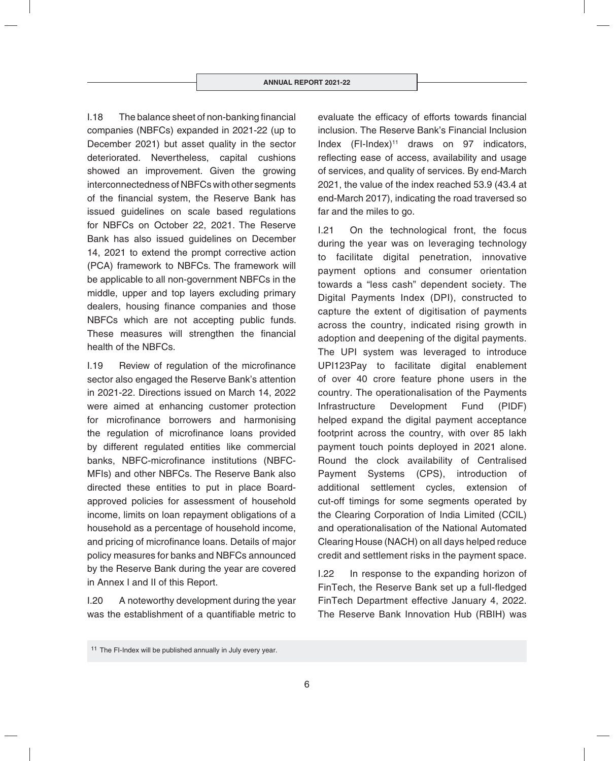I.18 The balance sheet of non-banking financial companies (NBFCs) expanded in 2021-22 (up to December 2021) but asset quality in the sector deteriorated. Nevertheless, capital cushions showed an improvement. Given the growing interconnectedness of NBFCs with other segments of the financial system, the Reserve Bank has issued guidelines on scale based regulations for NBFCs on October 22, 2021. The Reserve Bank has also issued guidelines on December 14, 2021 to extend the prompt corrective action (PCA) framework to NBFCs. The framework will be applicable to all non-government NBFCs in the middle, upper and top layers excluding primary dealers, housing finance companies and those NBFCs which are not accepting public funds. These measures will strengthen the financial health of the NBFCs.

I.19 Review of regulation of the microfinance sector also engaged the Reserve Bank's attention in 2021-22. Directions issued on March 14, 2022 were aimed at enhancing customer protection for microfinance borrowers and harmonising the regulation of microfinance loans provided by different regulated entities like commercial banks, NBFC-microfinance institutions (NBFC-MFIs) and other NBFCs. The Reserve Bank also directed these entities to put in place Board-approved policies for assessment of household income, limits on loan repayment obligations of a household as a percentage of household income, and pricing of microfinance loans. Details of major policy measures for banks and NBFCs announced by the Reserve Bank during the year are covered in Annex I and II of this Report.

I.20 A noteworthy development during the year was the establishment of a quantifiable metric to evaluate the efficacy of efforts towards financial inclusion. The Reserve Bank's Financial Inclusion Index (FI-Index)[11] draws on 97 indicators, reflecting ease of access, availability and usage of services, and quality of services. By end-March 2021, the value of the index reached 53.9 (43.4 at end-March 2017), indicating the road traversed so far and the miles to go.

I.21 On the technological front, the focus during the year was on leveraging technology to facilitate digital penetration, innovative payment options and consumer orientation towards a "less cash" dependent society. The Digital Payments Index (DPI), constructed to capture the extent of digitisation of payments across the country, indicated rising growth in adoption and deepening of the digital payments. The UPI system was leveraged to introduce UPI123Pay to facilitate digital enablement of over 40 crore feature phone users in the country. The operationalisation of the Payments Infrastructure Development Fund (PIDF) helped expand the digital payment acceptance footprint across the country, with over 85 lakh payment touch points deployed in 2021 alone. Round the clock availability of Centralised Payment Systems (CPS), introduction of additional settlement cycles, extension of cut-off timings for some segments operated by the Clearing Corporation of India Limited (CCIL) and operationalisation of the National Automated Clearing House (NACH) on all days helped reduce credit and settlement risks in the payment space.

I.22 In response to the expanding horizon of FinTech, the Reserve Bank set up a full-fledged FinTech Department effective January 4, 2022. The Reserve Bank Innovation Hub (RBIH) was

[11] The FI-Index will be published annually in July every year.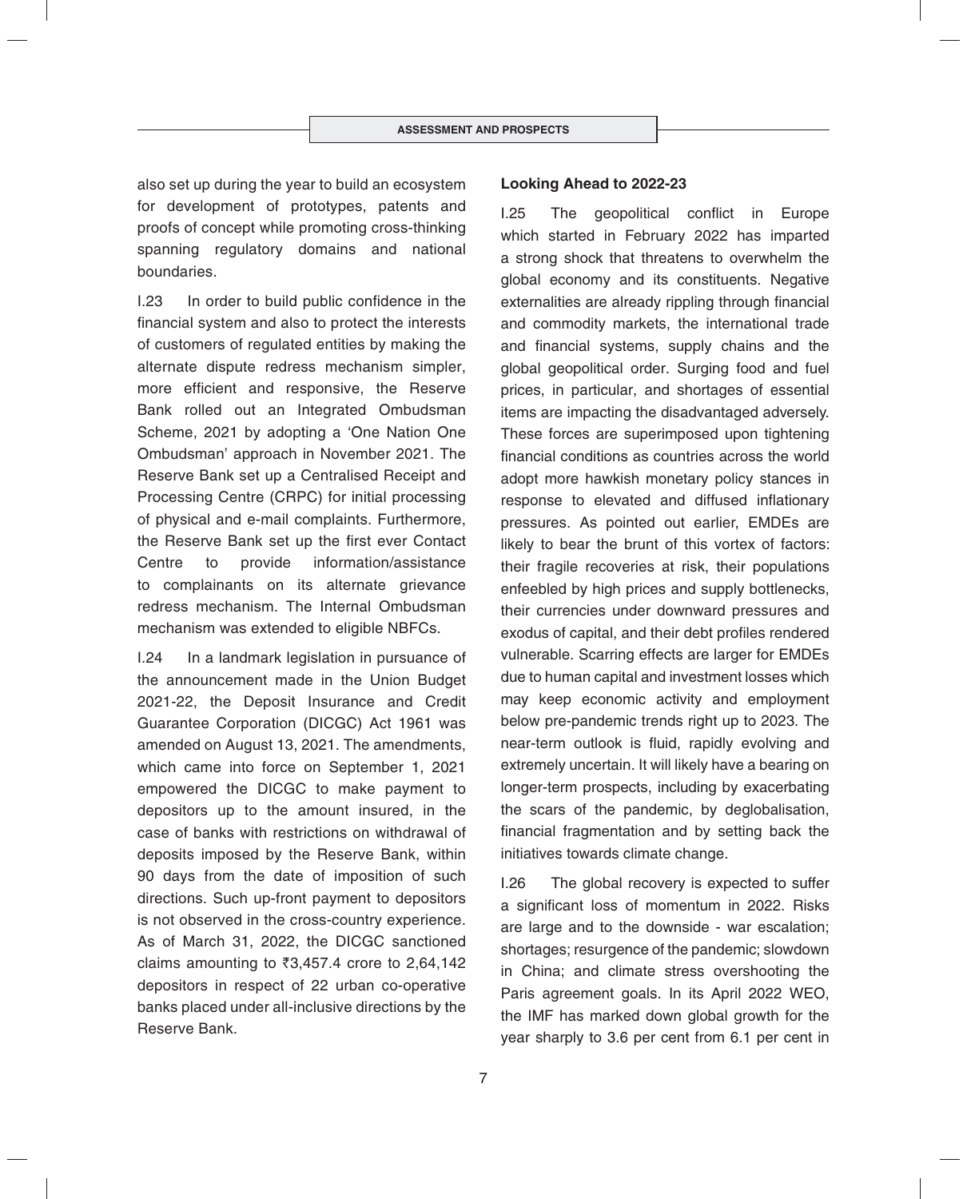also set up during the year to build an ecosystem for development of prototypes, patents and proofs of concept while promoting cross-thinking spanning regulatory domains and national boundaries.

I.23 In order to build public confidence in the financial system and also to protect the interests of customers of regulated entities by making the alternate dispute redress mechanism simpler, more efficient and responsive, the Reserve Bank rolled out an Integrated Ombudsman Scheme, 2021 by adopting a 'One Nation One Ombudsman' approach in November 2021. The Reserve Bank set up a Centralised Receipt and Processing Centre (CRPC) for initial processing of physical and e-mail complaints. Furthermore, the Reserve Bank set up the first ever Contact Centre to provide information/assistance to complainants on its alternate grievance redress mechanism. The Internal Ombudsman mechanism was extended to eligible NBFCs.

I.24 In a landmark legislation in pursuance of the announcement made in the Union Budget 2021-22, the Deposit Insurance and Credit Guarantee Corporation (DICGC) Act 1961 was amended on August 13, 2021. The amendments, which came into force on September 1, 2021 empowered the DICGC to make payment to depositors up to the amount insured, in the case of banks with restrictions on withdrawal of deposits imposed by the Reserve Bank, within 90 days from the date of imposition of such directions. Such up-front payment to depositors is not observed in the cross-country experience. As of March 31, 2022, the DICGC sanctioned claims amounting to ₹3,457.4 crore to 2,64,142 depositors in respect of 22 urban co-operative banks placed under all-inclusive directions by the Reserve Bank.

**Looking Ahead to 2022-23**

I.25 The geopolitical conflict in Europe which started in February 2022 has imparted a strong shock that threatens to overwhelm the global economy and its constituents. Negative externalities are already rippling through financial and commodity markets, the international trade and financial systems, supply chains and the global geopolitical order. Surging food and fuel prices, in particular, and shortages of essential items are impacting the disadvantaged adversely. These forces are superimposed upon tightening financial conditions as countries across the world adopt more hawkish monetary policy stances in response to elevated and diffused inflationary pressures. As pointed out earlier, EMDEs are likely to bear the brunt of this vortex of factors: their fragile recoveries at risk, their populations enfeebled by high prices and supply bottlenecks, their currencies under downward pressures and exodus of capital, and their debt profiles rendered vulnerable. Scarring effects are larger for EMDEs due to human capital and investment losses which may keep economic activity and employment below pre-pandemic trends right up to 2023. The near-term outlook is fluid, rapidly evolving and extremely uncertain. It will likely have a bearing on longer-term prospects, including by exacerbating the scars of the pandemic, by deglobalisation, financial fragmentation and by setting back the initiatives towards climate change.

I.26 The global recovery is expected to suffer a significant loss of momentum in 2022. Risks are large and to the downside - war escalation; shortages; resurgence of the pandemic; slowdown in China; and climate stress overshooting the Paris agreement goals. In its April 2022 WEO, the IMF has marked down global growth for the year sharply to 3.6 per cent from 6.1 per cent in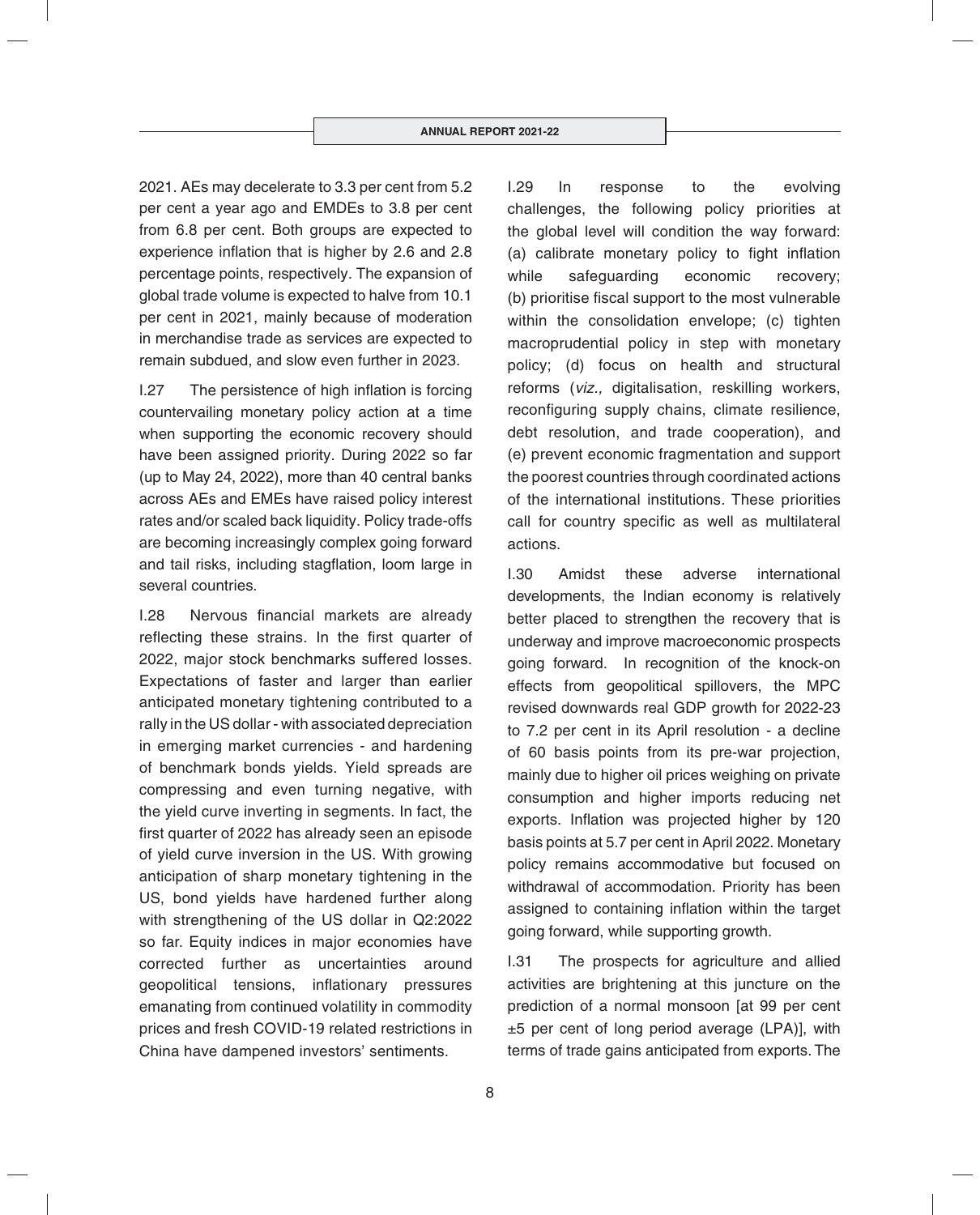2021. AEs may decelerate to 3.3 per cent from 5.2 per cent a year ago and EMDEs to 3.8 per cent from 6.8 per cent. Both groups are expected to experience inflation that is higher by 2.6 and 2.8 percentage points, respectively. The expansion of global trade volume is expected to halve from 10.1 per cent in 2021, mainly because of moderation in merchandise trade as services are expected to remain subdued, and slow even further in 2023.

I.27 The persistence of high inflation is forcing countervailing monetary policy action at a time when supporting the economic recovery should have been assigned priority. During 2022 so far (up to May 24, 2022), more than 40 central banks across AEs and EMEs have raised policy interest rates and/or scaled back liquidity. Policy trade-offs are becoming increasingly complex going forward and tail risks, including stagflation, loom large in several countries.

I.28 Nervous financial markets are already reflecting these strains. In the first quarter of 2022, major stock benchmarks suffered losses. Expectations of faster and larger than earlier anticipated monetary tightening contributed to a rally in the US dollar - with associated depreciation in emerging market currencies - and hardening of benchmark bonds yields. Yield spreads are compressing and even turning negative, with the yield curve inverting in segments. In fact, the first quarter of 2022 has already seen an episode of yield curve inversion in the US. With growing anticipation of sharp monetary tightening in the US, bond yields have hardened further along with strengthening of the US dollar in Q2:2022 so far. Equity indices in major economies have corrected further as uncertainties around geopolitical tensions, inflationary pressures emanating from continued volatility in commodity prices and fresh COVID-19 related restrictions in China have dampened investors' sentiments.

I.29 In response to the evolving challenges, the following policy priorities at the global level will condition the way forward: (a) calibrate monetary policy to fight inflation while safeguarding economic recovery; (b) prioritise fiscal support to the most vulnerable within the consolidation envelope; (c) tighten macroprudential policy in step with monetary policy; (d) focus on health and structural reforms (*viz.,* digitalisation, reskilling workers, reconfiguring supply chains, climate resilience, debt resolution, and trade cooperation), and (e) prevent economic fragmentation and support the poorest countries through coordinated actions of the international institutions. These priorities call for country specific as well as multilateral actions.

I.30 Amidst these adverse international developments, the Indian economy is relatively better placed to strengthen the recovery that is underway and improve macroeconomic prospects going forward. In recognition of the knock-on effects from geopolitical spillovers, the MPC revised downwards real GDP growth for 2022-23 to 7.2 per cent in its April resolution - a decline of 60 basis points from its pre-war projection, mainly due to higher oil prices weighing on private consumption and higher imports reducing net exports. Inflation was projected higher by 120 basis points at 5.7 per cent in April 2022. Monetary policy remains accommodative but focused on withdrawal of accommodation. Priority has been assigned to containing inflation within the target going forward, while supporting growth.

I.31 The prospects for agriculture and allied activities are brightening at this juncture on the prediction of a normal monsoon [at 99 per cent ±5 per cent of long period average (LPA)], with terms of trade gains anticipated from exports. The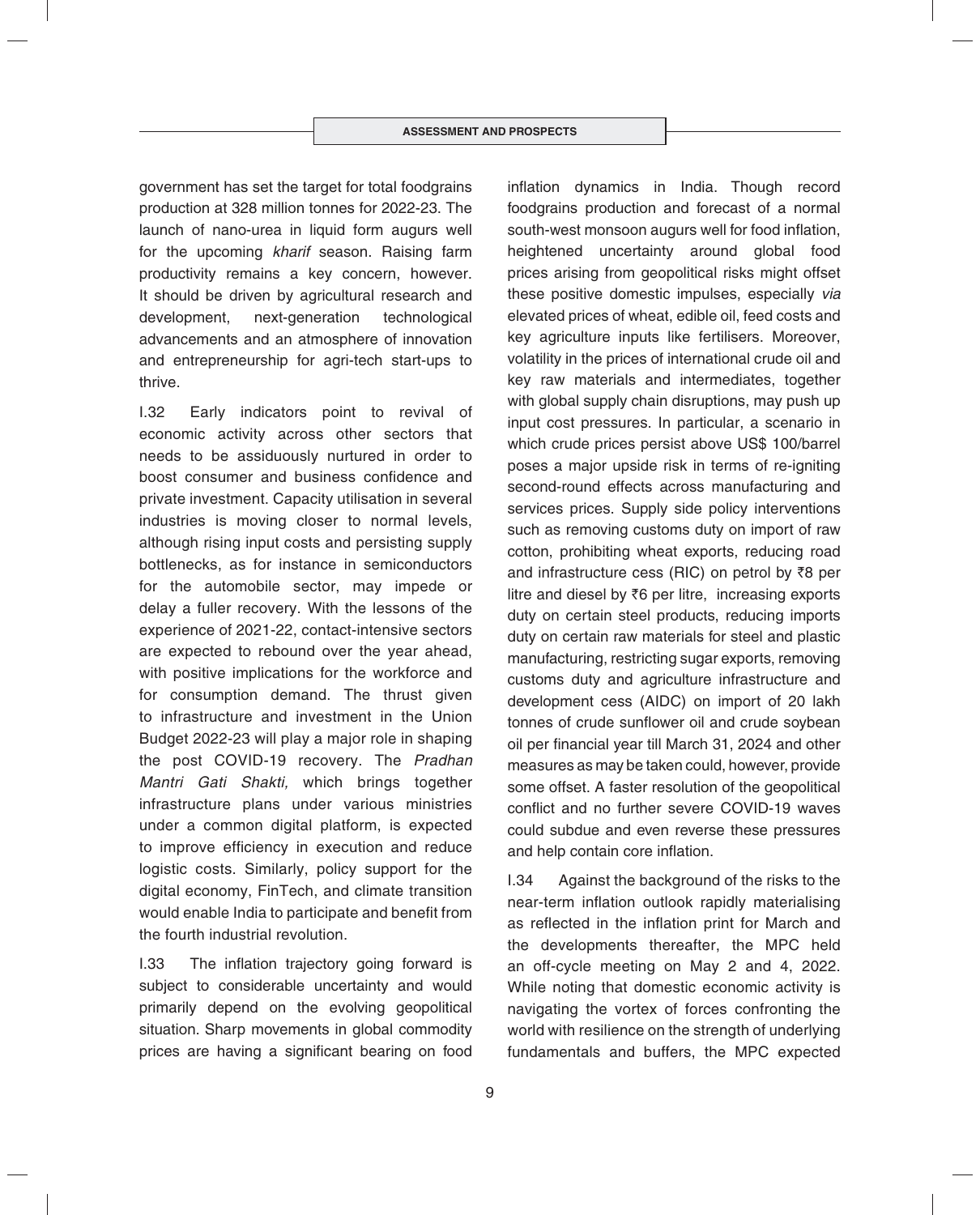government has set the target for total foodgrains production at 328 million tonnes for 2022-23. The launch of nano-urea in liquid form augurs well for the upcoming *kharif* season. Raising farm productivity remains a key concern, however. It should be driven by agricultural research and development, next-generation technological advancements and an atmosphere of innovation and entrepreneurship for agri-tech start-ups to thrive.

I.32 Early indicators point to revival of economic activity across other sectors that needs to be assiduously nurtured in order to boost consumer and business confidence and private investment. Capacity utilisation in several industries is moving closer to normal levels, although rising input costs and persisting supply bottlenecks, as for instance in semiconductors for the automobile sector, may impede or delay a fuller recovery. With the lessons of the experience of 2021-22, contact-intensive sectors are expected to rebound over the year ahead, with positive implications for the workforce and for consumption demand. The thrust given to infrastructure and investment in the Union Budget 2022-23 will play a major role in shaping the post COVID-19 recovery. The *Pradhan Mantri Gati Shakti,* which brings together infrastructure plans under various ministries under a common digital platform, is expected to improve efficiency in execution and reduce logistic costs. Similarly, policy support for the digital economy, FinTech, and climate transition would enable India to participate and benefit from the fourth industrial revolution.

I.33 The inflation trajectory going forward is subject to considerable uncertainty and would primarily depend on the evolving geopolitical situation. Sharp movements in global commodity prices are having a significant bearing on food inflation dynamics in India. Though record foodgrains production and forecast of a normal south-west monsoon augurs well for food inflation, heightened uncertainty around global food prices arising from geopolitical risks might offset these positive domestic impulses, especially *via* elevated prices of wheat, edible oil, feed costs and key agriculture inputs like fertilisers. Moreover, volatility in the prices of international crude oil and key raw materials and intermediates, together with global supply chain disruptions, may push up input cost pressures. In particular, a scenario in which crude prices persist above US$ 100/barrel poses a major upside risk in terms of re-igniting second-round effects across manufacturing and services prices. Supply side policy interventions such as removing customs duty on import of raw cotton, prohibiting wheat exports, reducing road and infrastructure cess (RIC) on petrol by ₹8 per litre and diesel by ₹6 per litre, increasing exports duty on certain steel products, reducing imports duty on certain raw materials for steel and plastic manufacturing, restricting sugar exports, removing customs duty and agriculture infrastructure and development cess (AIDC) on import of 20 lakh tonnes of crude sunflower oil and crude soybean oil per financial year till March 31, 2024 and other measures as may be taken could, however, provide some offset. A faster resolution of the geopolitical conflict and no further severe COVID-19 waves could subdue and even reverse these pressures and help contain core inflation.

I.34 Against the background of the risks to the near-term inflation outlook rapidly materialising as reflected in the inflation print for March and the developments thereafter, the MPC held an off-cycle meeting on May 2 and 4, 2022. While noting that domestic economic activity is navigating the vortex of forces confronting the world with resilience on the strength of underlying fundamentals and buffers, the MPC expected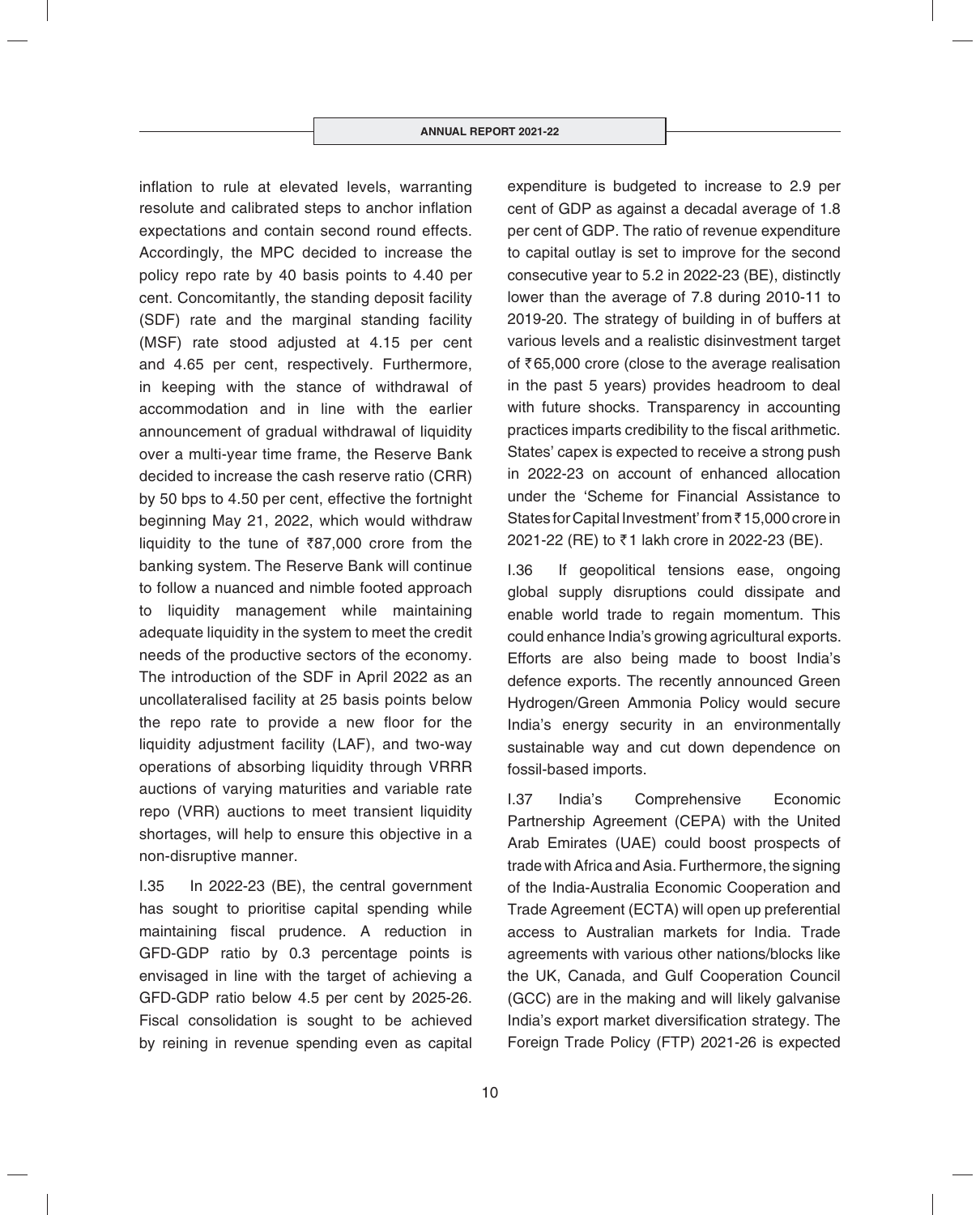inflation to rule at elevated levels, warranting resolute and calibrated steps to anchor inflation expectations and contain second round effects. Accordingly, the MPC decided to increase the policy repo rate by 40 basis points to 4.40 per cent. Concomitantly, the standing deposit facility (SDF) rate and the marginal standing facility (MSF) rate stood adjusted at 4.15 per cent and 4.65 per cent, respectively. Furthermore, in keeping with the stance of withdrawal of accommodation and in line with the earlier announcement of gradual withdrawal of liquidity over a multi-year time frame, the Reserve Bank decided to increase the cash reserve ratio (CRR) by 50 bps to 4.50 per cent, effective the fortnight beginning May 21, 2022, which would withdraw liquidity to the tune of ₹87,000 crore from the banking system. The Reserve Bank will continue to follow a nuanced and nimble footed approach to liquidity management while maintaining adequate liquidity in the system to meet the credit needs of the productive sectors of the economy. The introduction of the SDF in April 2022 as an uncollateralised facility at 25 basis points below the repo rate to provide a new floor for the liquidity adjustment facility (LAF), and two-way operations of absorbing liquidity through VRRR auctions of varying maturities and variable rate repo (VRR) auctions to meet transient liquidity shortages, will help to ensure this objective in a non-disruptive manner.

I.35 In 2022-23 (BE), the central government has sought to prioritise capital spending while maintaining fiscal prudence. A reduction in GFD-GDP ratio by 0.3 percentage points is envisaged in line with the target of achieving a GFD-GDP ratio below 4.5 per cent by 2025-26. Fiscal consolidation is sought to be achieved by reining in revenue spending even as capital expenditure is budgeted to increase to 2.9 per cent of GDP as against a decadal average of 1.8 per cent of GDP. The ratio of revenue expenditure to capital outlay is set to improve for the second consecutive year to 5.2 in 2022-23 (BE), distinctly lower than the average of 7.8 during 2010-11 to 2019-20. The strategy of building in of buffers at various levels and a realistic disinvestment target of ₹65,000 crore (close to the average realisation in the past 5 years) provides headroom to deal with future shocks. Transparency in accounting practices imparts credibility to the fiscal arithmetic. States' capex is expected to receive a strong push in 2022-23 on account of enhanced allocation under the 'Scheme for Financial Assistance to States for Capital Investment' from ₹15,000 crore in 2021-22 (RE) to ₹1 lakh crore in 2022-23 (BE).

I.36 If geopolitical tensions ease, ongoing global supply disruptions could dissipate and enable world trade to regain momentum. This could enhance India's growing agricultural exports. Efforts are also being made to boost India's defence exports. The recently announced Green Hydrogen/Green Ammonia Policy would secure India's energy security in an environmentally sustainable way and cut down dependence on fossil-based imports.

I.37 India's Comprehensive Economic Partnership Agreement (CEPA) with the United Arab Emirates (UAE) could boost prospects of trade with Africa and Asia. Furthermore, the signing of the India-Australia Economic Cooperation and Trade Agreement (ECTA) will open up preferential access to Australian markets for India. Trade agreements with various other nations/blocks like the UK, Canada, and Gulf Cooperation Council (GCC) are in the making and will likely galvanise India's export market diversification strategy. The Foreign Trade Policy (FTP) 2021-26 is expected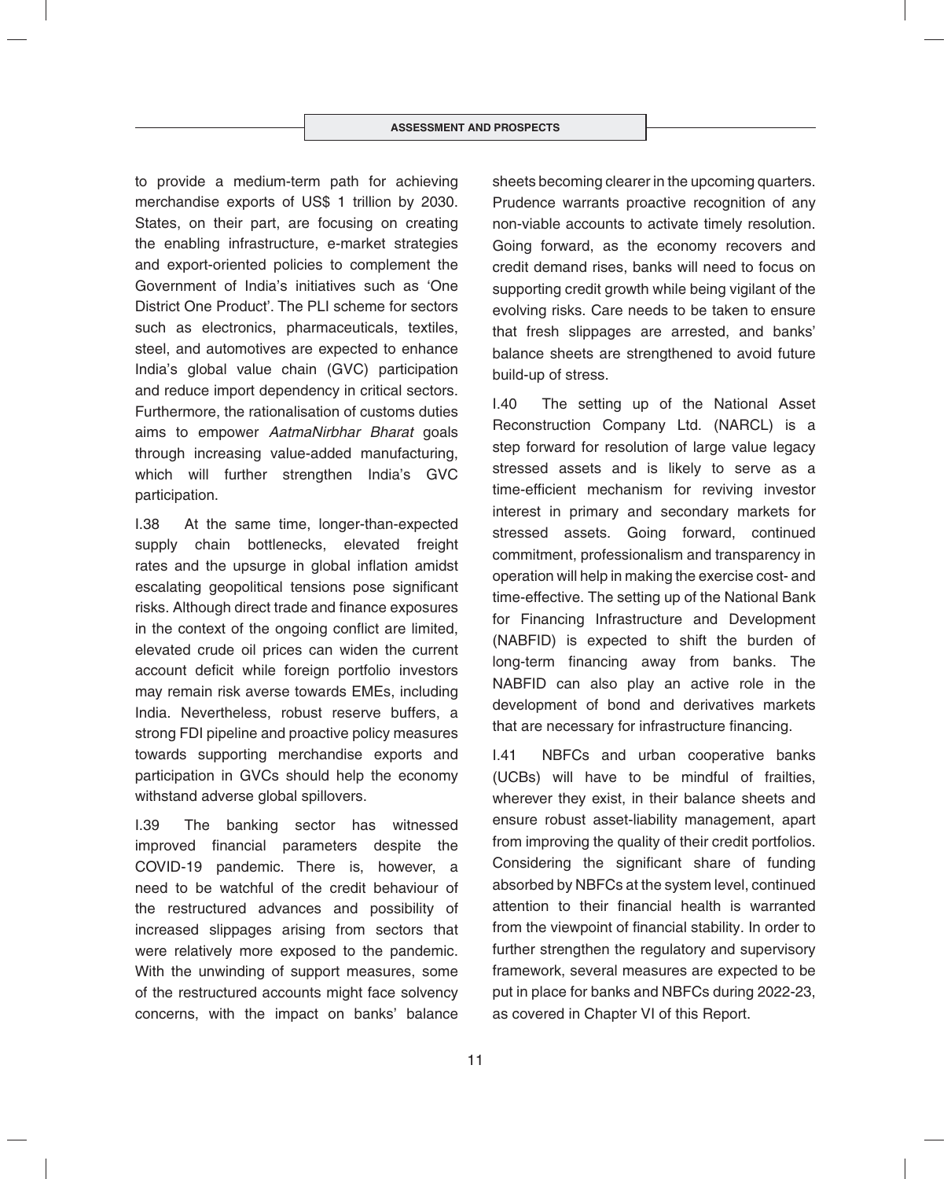to provide a medium-term path for achieving merchandise exports of US$ 1 trillion by 2030. States, on their part, are focusing on creating the enabling infrastructure, e-market strategies and export-oriented policies to complement the Government of India's initiatives such as 'One District One Product'. The PLI scheme for sectors such as electronics, pharmaceuticals, textiles, steel, and automotives are expected to enhance India's global value chain (GVC) participation and reduce import dependency in critical sectors. Furthermore, the rationalisation of customs duties aims to empower *AatmaNirbhar Bharat* goals through increasing value-added manufacturing, which will further strengthen India's GVC participation.

I.38 At the same time, longer-than-expected supply chain bottlenecks, elevated freight rates and the upsurge in global inflation amidst escalating geopolitical tensions pose significant risks. Although direct trade and finance exposures in the context of the ongoing conflict are limited, elevated crude oil prices can widen the current account deficit while foreign portfolio investors may remain risk averse towards EMEs, including India. Nevertheless, robust reserve buffers, a strong FDI pipeline and proactive policy measures towards supporting merchandise exports and participation in GVCs should help the economy withstand adverse global spillovers.

I.39 The banking sector has witnessed improved financial parameters despite the COVID-19 pandemic. There is, however, a need to be watchful of the credit behaviour of the restructured advances and possibility of increased slippages arising from sectors that were relatively more exposed to the pandemic. With the unwinding of support measures, some of the restructured accounts might face solvency concerns, with the impact on banks' balance sheets becoming clearer in the upcoming quarters. Prudence warrants proactive recognition of any non-viable accounts to activate timely resolution. Going forward, as the economy recovers and credit demand rises, banks will need to focus on supporting credit growth while being vigilant of the evolving risks. Care needs to be taken to ensure that fresh slippages are arrested, and banks' balance sheets are strengthened to avoid future build-up of stress.

I.40 The setting up of the National Asset Reconstruction Company Ltd. (NARCL) is a step forward for resolution of large value legacy stressed assets and is likely to serve as a time-efficient mechanism for reviving investor interest in primary and secondary markets for stressed assets. Going forward, continued commitment, professionalism and transparency in operation will help in making the exercise cost- and time-effective. The setting up of the National Bank for Financing Infrastructure and Development (NABFID) is expected to shift the burden of long-term financing away from banks. The NABFID can also play an active role in the development of bond and derivatives markets that are necessary for infrastructure financing.

I.41 NBFCs and urban cooperative banks (UCBs) will have to be mindful of frailties, wherever they exist, in their balance sheets and ensure robust asset-liability management, apart from improving the quality of their credit portfolios. Considering the significant share of funding absorbed by NBFCs at the system level, continued attention to their financial health is warranted from the viewpoint of financial stability. In order to further strengthen the regulatory and supervisory framework, several measures are expected to be put in place for banks and NBFCs during 2022-23, as covered in Chapter VI of this Report.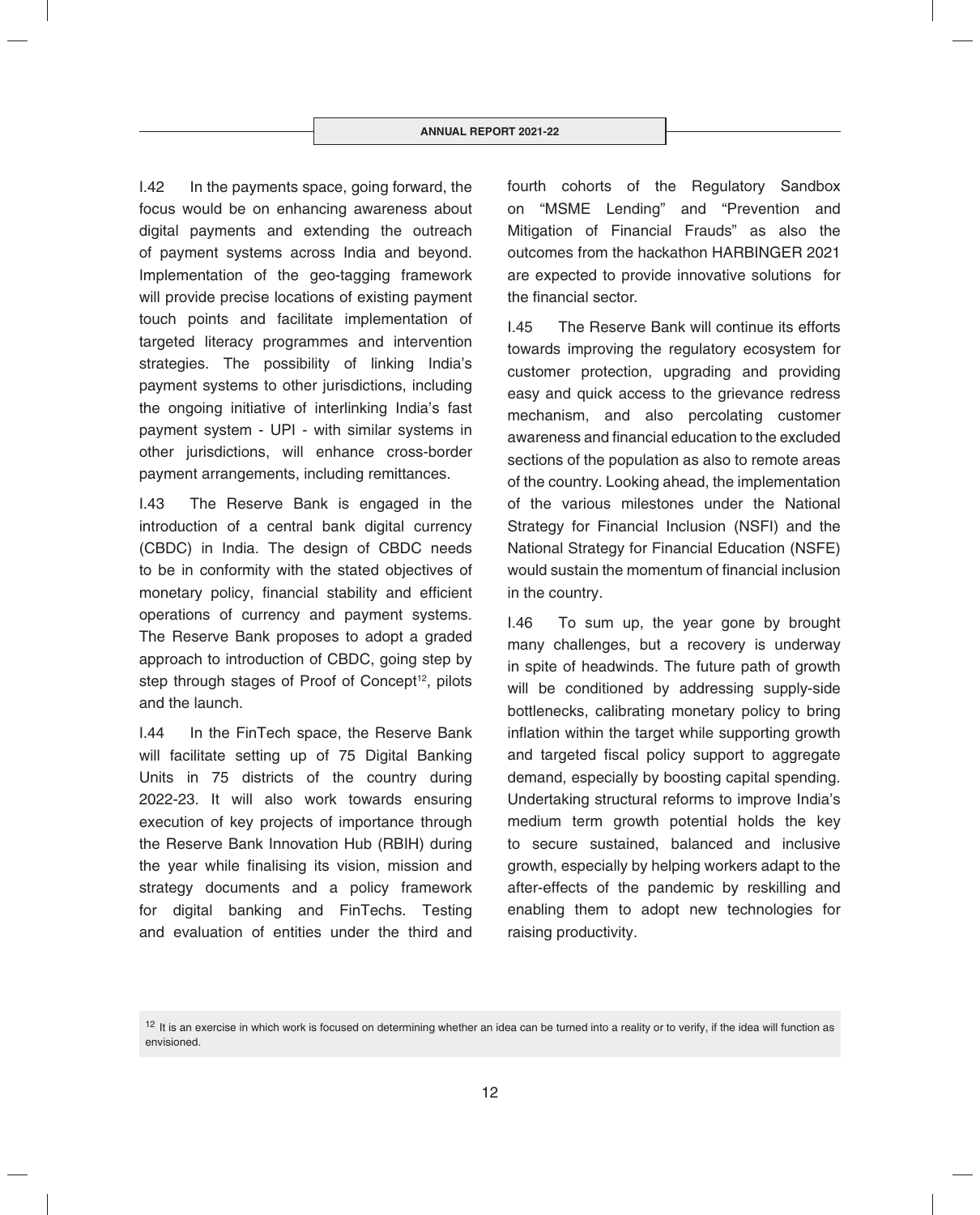I.42 In the payments space, going forward, the focus would be on enhancing awareness about digital payments and extending the outreach of payment systems across India and beyond. Implementation of the geo-tagging framework will provide precise locations of existing payment touch points and facilitate implementation of targeted literacy programmes and intervention strategies. The possibility of linking India's payment systems to other jurisdictions, including the ongoing initiative of interlinking India's fast payment system - UPI - with similar systems in other jurisdictions, will enhance cross-border payment arrangements, including remittances.

I.43 The Reserve Bank is engaged in the introduction of a central bank digital currency (CBDC) in India. The design of CBDC needs to be in conformity with the stated objectives of monetary policy, financial stability and efficient operations of currency and payment systems. The Reserve Bank proposes to adopt a graded approach to introduction of CBDC, going step by step through stages of Proof of Concept[12], pilots and the launch.

I.44 In the FinTech space, the Reserve Bank will facilitate setting up of 75 Digital Banking Units in 75 districts of the country during 2022-23. It will also work towards ensuring execution of key projects of importance through the Reserve Bank Innovation Hub (RBIH) during the year while finalising its vision, mission and strategy documents and a policy framework for digital banking and FinTechs. Testing and evaluation of entities under the third and fourth cohorts of the Regulatory Sandbox on "MSME Lending" and "Prevention and Mitigation of Financial Frauds" as also the outcomes from the hackathon HARBINGER 2021 are expected to provide innovative solutions for the financial sector.

I.45 The Reserve Bank will continue its efforts towards improving the regulatory ecosystem for customer protection, upgrading and providing easy and quick access to the grievance redress mechanism, and also percolating customer awareness and financial education to the excluded sections of the population as also to remote areas of the country. Looking ahead, the implementation of the various milestones under the National Strategy for Financial Inclusion (NSFI) and the National Strategy for Financial Education (NSFE) would sustain the momentum of financial inclusion in the country.

I.46 To sum up, the year gone by brought many challenges, but a recovery is underway in spite of headwinds. The future path of growth will be conditioned by addressing supply-side bottlenecks, calibrating monetary policy to bring inflation within the target while supporting growth and targeted fiscal policy support to aggregate demand, especially by boosting capital spending. Undertaking structural reforms to improve India's medium term growth potential holds the key to secure sustained, balanced and inclusive growth, especially by helping workers adapt to the after-effects of the pandemic by reskilling and enabling them to adopt new technologies for raising productivity.

[12] It is an exercise in which work is focused on determining whether an idea can be turned into a reality or to verify, if the idea will function as envisioned.